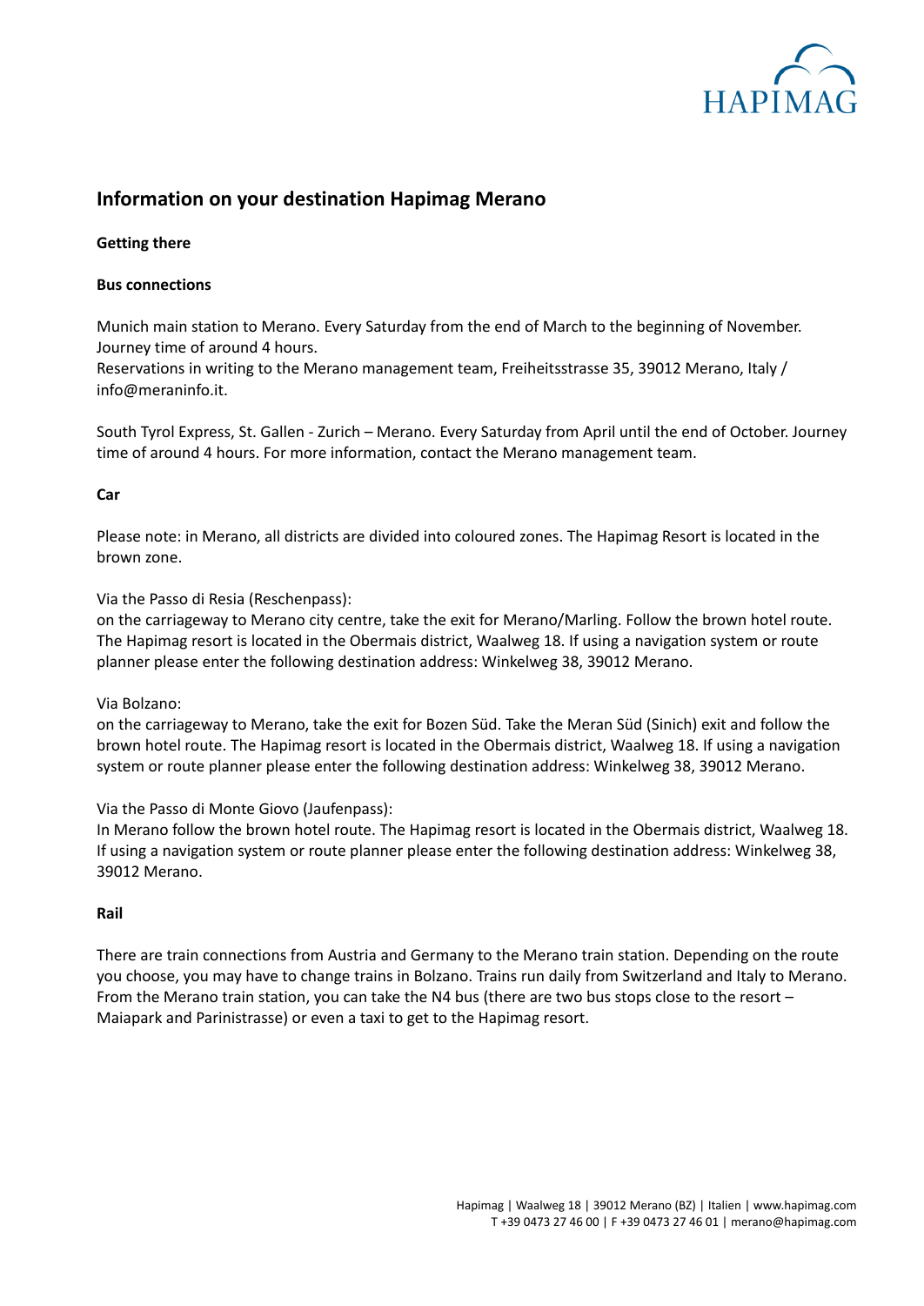# Information on your destination Hapimag Merano

## Getting there

### Bus connections

Munich main station to Merano. Every Saturday from the end of March to the beginning of November. Journey time of around 4 hours.
Reservations in writing to the Merano management team, Freiheitsstrasse 35, 39012 Merano, Italy / info@meraninfo.it.

South Tyrol Express, St. Gallen - Zurich – Merano. Every Saturday from April until the end of October. Journey time of around 4 hours. For more information, contact the Merano management team.

### Car

Please note: in Merano, all districts are divided into coloured zones. The Hapimag Resort is located in the brown zone.

Via the Passo di Resia (Reschenpass):
on the carriageway to Merano city centre, take the exit for Merano/Marling. Follow the brown hotel route. The Hapimag resort is located in the Obermais district, Waalweg 18. If using a navigation system or route planner please enter the following destination address: Winkelweg 38, 39012 Merano.

Via Bolzano:
on the carriageway to Merano, take the exit for Bozen Süd. Take the Meran Süd (Sinich) exit and follow the brown hotel route. The Hapimag resort is located in the Obermais district, Waalweg 18. If using a navigation system or route planner please enter the following destination address: Winkelweg 38, 39012 Merano.

Via the Passo di Monte Giovo (Jaufenpass):
In Merano follow the brown hotel route. The Hapimag resort is located in the Obermais district, Waalweg 18. If using a navigation system or route planner please enter the following destination address: Winkelweg 38, 39012 Merano.

### Rail

There are train connections from Austria and Germany to the Merano train station. Depending on the route you choose, you may have to change trains in Bolzano. Trains run daily from Switzerland and Italy to Merano. From the Merano train station, you can take the N4 bus (there are two bus stops close to the resort – Maiapark and Parinistrasse) or even a taxi to get to the Hapimag resort.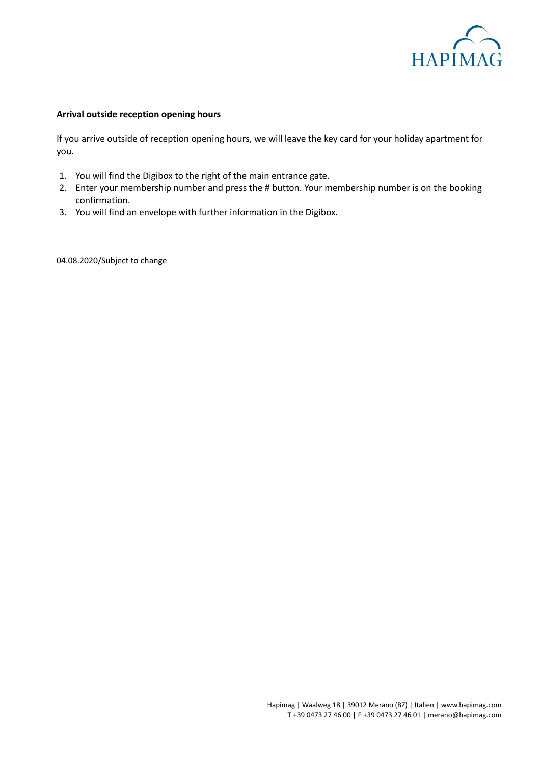HAPIMAG

**Arrival outside reception opening hours**

If you arrive outside of reception opening hours, we will leave the key card for your holiday apartment for you.

1. You will find the Digibox to the right of the main entrance gate.
2. Enter your membership number and press the # button. Your membership number is on the booking confirmation.
3. You will find an envelope with further information in the Digibox.

04.08.2020/Subject to change

Hapimag | Waalweg 18 | 39012 Merano (BZ) | Italien | www.hapimag.com
T +39 0473 27 46 00 | F +39 0473 27 46 01 | merano@hapimag.com